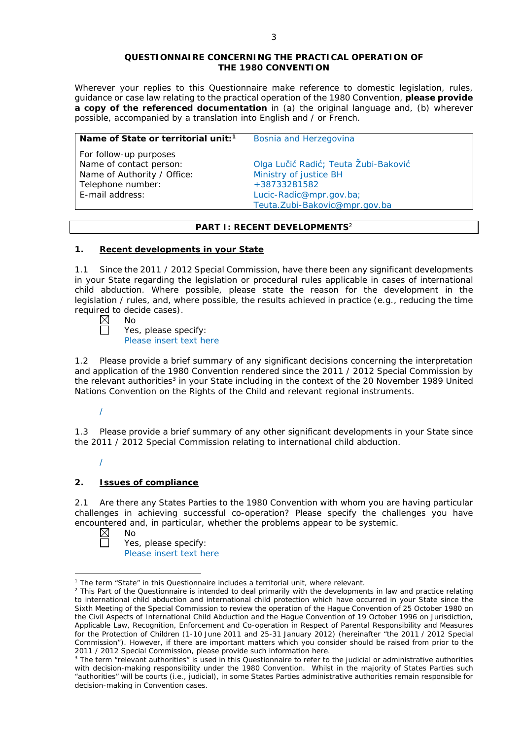**QUESTIONNAIRE CONCERNING THE PRACTICAL OPERATION OF THE 1980 CONVENTION**

Wherever your replies to this Questionnaire make reference to domestic legislation, rules, guidance or case law relating to the practical operation of the 1980 Convention, **please provide a copy of the referenced documentation** in (a) the original language and, (b) wherever possible, accompanied by a translation into English and / or French.

| **Name of State or territorial unit:**[1] | Bosnia and Herzegovina |
| --- | --- |
| For follow-up purposes | |
| Name of contact person: | Olga Lučić Radić; Teuta Žubi-Baković |
| Name of Authority / Office: | Ministry of justice BH |
| Telephone number: | +38733281582 |
| E-mail address: | Lucic-Radic@mpr.gov.ba; Teuta.Zubi-Bakovic@mpr.gov.ba |

## PART I: RECENT DEVELOPMENTS[2]

### 1. Recent developments in your State

1.1 Since the 2011 / 2012 Special Commission, have there been any significant developments in your State regarding the legislation or procedural rules applicable in cases of international child abduction. Where possible, please state the reason for the development in the legislation / rules, and, where possible, the results achieved in practice (e.g., reducing the time required to decide cases).

☒ No

☐ Yes, please specify:
Please insert text here

1.2 Please provide a brief summary of any significant decisions concerning the interpretation and application of the 1980 Convention rendered since the 2011 / 2012 Special Commission by the relevant authorities[3] in your State including in the context of the 20 November 1989 United Nations Convention on the Rights of the Child and relevant regional instruments.

/

1.3 Please provide a brief summary of any other significant developments in your State since the 2011 / 2012 Special Commission relating to international child abduction.

/

### 2. Issues of compliance

2.1 Are there any States Parties to the 1980 Convention with whom you are having particular challenges in achieving successful co-operation? Please specify the challenges you have encountered and, in particular, whether the problems appear to be systemic.

☒ No

☐ Yes, please specify:
Please insert text here

---

[1] The term "State" in this Questionnaire includes a territorial unit, where relevant.

[2] This Part of the Questionnaire is intended to deal primarily with the developments in law and practice relating to international child abduction and international child protection which have occurred in your State since the Sixth Meeting of the Special Commission to review the operation of the Hague Convention of 25 October 1980 on the Civil Aspects of International Child Abduction and the Hague Convention of 19 October 1996 on Jurisdiction, Applicable Law, Recognition, Enforcement and Co-operation in Respect of Parental Responsibility and Measures for the Protection of Children (1-10 June 2011 and 25-31 January 2012) (hereinafter "the 2011 / 2012 Special Commission"). However, if there are important matters which you consider should be raised from prior to the 2011 / 2012 Special Commission, please provide such information here.

[3] The term "relevant authorities" is used in this Questionnaire to refer to the judicial or administrative authorities with decision-making responsibility under the 1980 Convention. Whilst in the majority of States Parties such "authorities" will be courts (i.e., judicial), in some States Parties administrative authorities remain responsible for decision-making in Convention cases.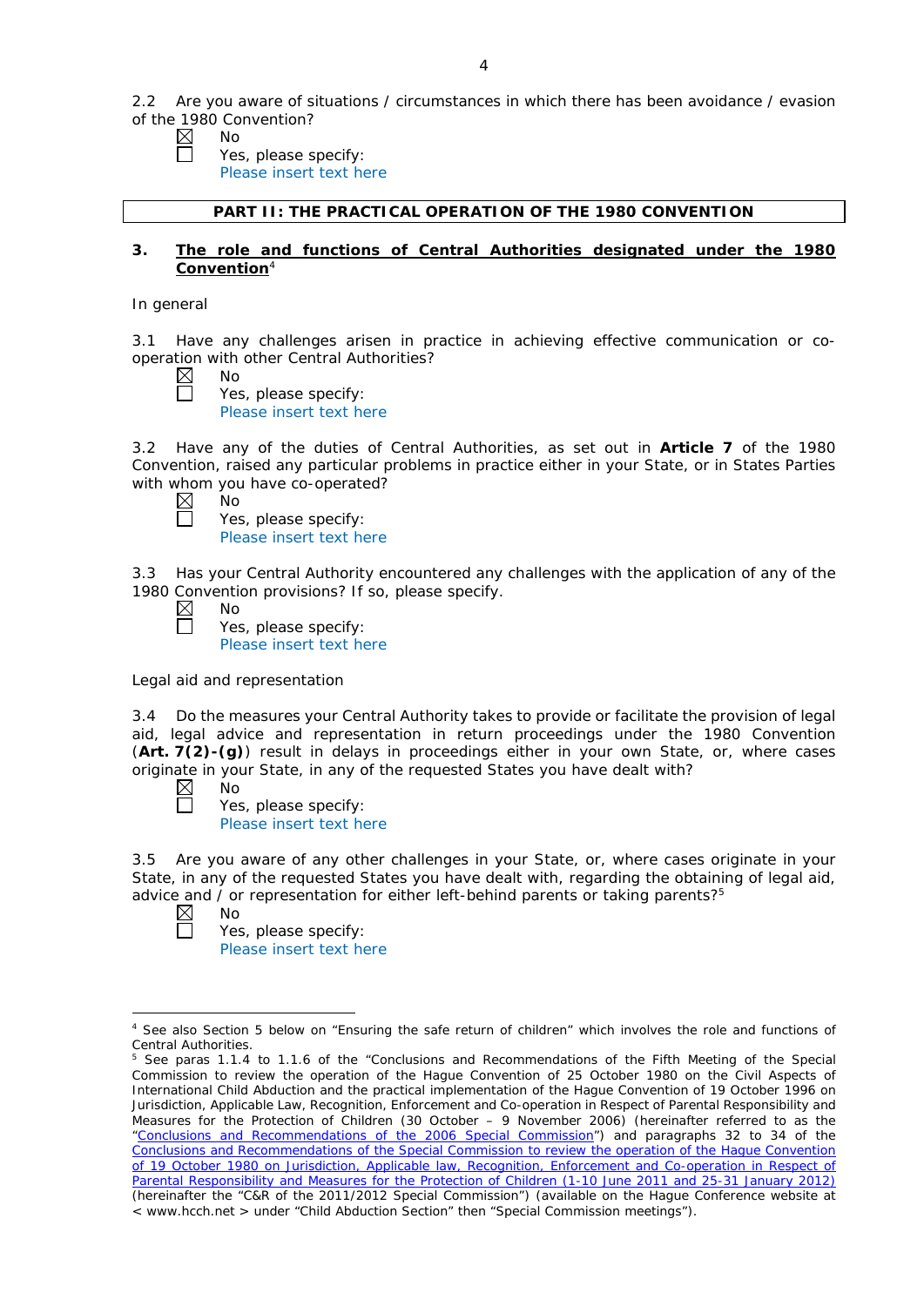2.2 Are you aware of situations / circumstances in which there has been avoidance / evasion of the 1980 Convention?

☒ No
☐ Yes, please specify:
Please insert text here

**PART II: THE PRACTICAL OPERATION OF THE 1980 CONVENTION**

## 3. The role and functions of Central Authorities designated under the 1980 Convention[4]

In general

3.1 Have any challenges arisen in practice in achieving effective communication or co-operation with other Central Authorities?

☒ No
☐ Yes, please specify:
Please insert text here

3.2 Have any of the duties of Central Authorities, as set out in **Article 7** of the 1980 Convention, raised any particular problems in practice either in your State, or in States Parties with whom you have co-operated?

☒ No
☐ Yes, please specify:
Please insert text here

3.3 Has your Central Authority encountered any challenges with the application of any of the 1980 Convention provisions? If so, please specify.

☒ No
☐ Yes, please specify:
Please insert text here

Legal aid and representation

3.4 Do the measures your Central Authority takes to provide or facilitate the provision of legal aid, legal advice and representation in return proceedings under the 1980 Convention (**Art. 7(2)-(g)**) result in delays in proceedings either in your own State, or, where cases originate in your State, in any of the requested States you have dealt with?

☒ No
☐ Yes, please specify:
Please insert text here

3.5 Are you aware of any other challenges in your State, or, where cases originate in your State, in any of the requested States you have dealt with, regarding the obtaining of legal aid, advice and / or representation for either left-behind parents or taking parents?[5]

☒ No
☐ Yes, please specify:
Please insert text here

---

[4] See also Section 5 below on "Ensuring the safe return of children" which involves the role and functions of Central Authorities.

[5] See paras 1.1.4 to 1.1.6 of the "Conclusions and Recommendations of the Fifth Meeting of the Special Commission to review the operation of the Hague Convention of 25 October 1980 on the Civil Aspects of International Child Abduction and the practical implementation of the Hague Convention of 19 October 1996 on Jurisdiction, Applicable Law, Recognition, Enforcement and Co-operation in Respect of Parental Responsibility and Measures for the Protection of Children (30 October – 9 November 2006) (hereinafter referred to as the "Conclusions and Recommendations of the 2006 Special Commission") and paragraphs 32 to 34 of the Conclusions and Recommendations of the Special Commission to review the operation of the Hague Convention of 19 October 1980 on Jurisdiction, Applicable law, Recognition, Enforcement and Co-operation in Respect of Parental Responsibility and Measures for the Protection of Children (1-10 June 2011 and 25-31 January 2012) (hereinafter the "C&R of the 2011/2012 Special Commission") (available on the Hague Conference website at < www.hcch.net > under "Child Abduction Section" then "Special Commission meetings").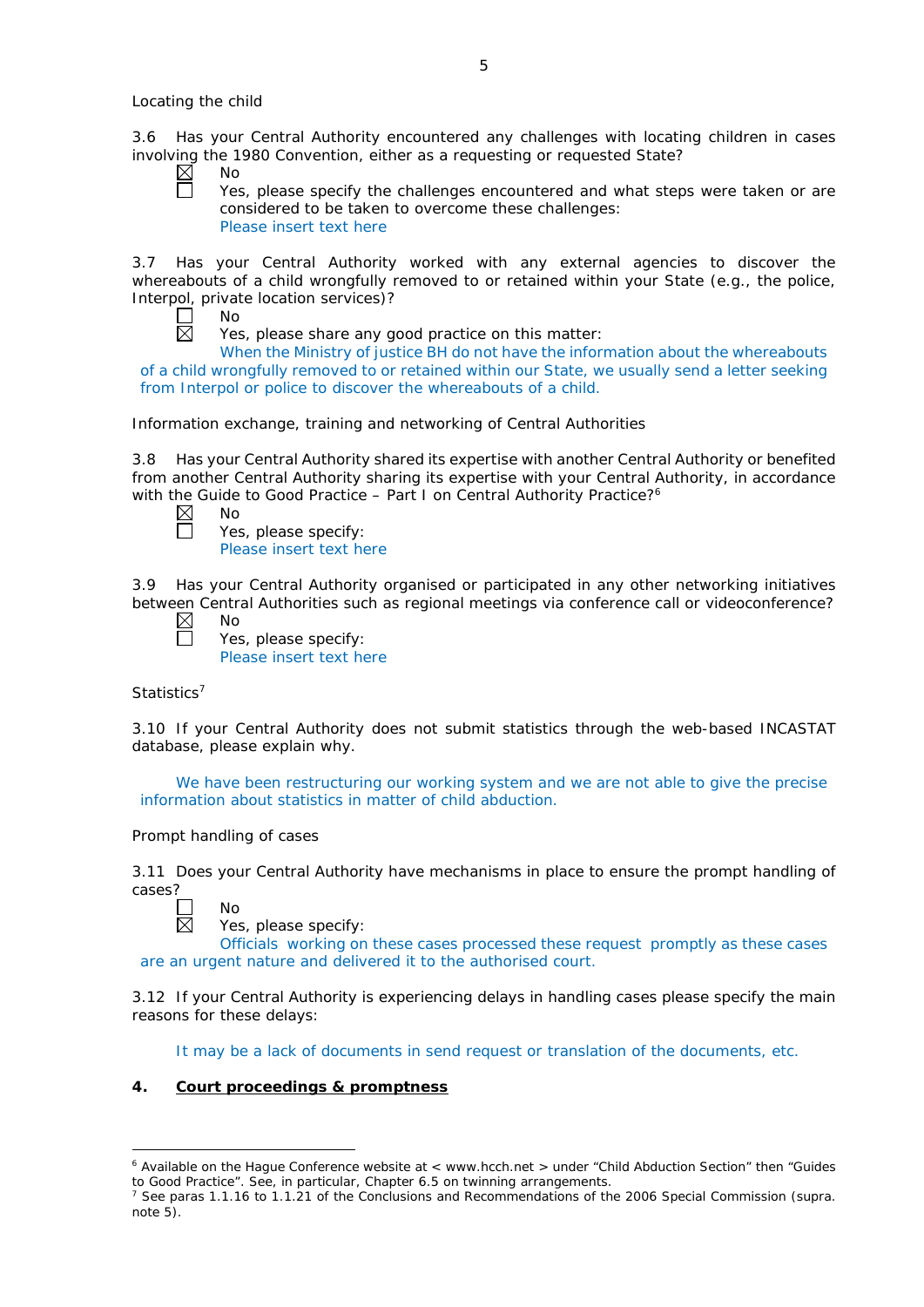Locating the child

3.6 Has your Central Authority encountered any challenges with locating children in cases involving the 1980 Convention, either as a requesting or requested State?

☒ No

☐ Yes, please specify the challenges encountered and what steps were taken or are considered to be taken to overcome these challenges:
Please insert text here

3.7 Has your Central Authority worked with any external agencies to discover the whereabouts of a child wrongfully removed to or retained within your State (e.g., the police, Interpol, private location services)?

☐ No

☒ Yes, please share any good practice on this matter:
When the Ministry of justice BH do not have the information about the whereabouts of a child wrongfully removed to or retained within our State, we usually send a letter seeking from Interpol or police to discover the whereabouts of a child.

Information exchange, training and networking of Central Authorities

3.8 Has your Central Authority shared its expertise with another Central Authority or benefited from another Central Authority sharing its expertise with your Central Authority, in accordance with the Guide to Good Practice – Part I on Central Authority Practice?[6]

☒ No

☐ Yes, please specify:
Please insert text here

3.9 Has your Central Authority organised or participated in any other networking initiatives between Central Authorities such as regional meetings via conference call or videoconference?

☒ No

☐ Yes, please specify:
Please insert text here

Statistics[7]

3.10 If your Central Authority does not submit statistics through the web-based INCASTAT database, please explain why.

We have been restructuring our working system and we are not able to give the precise information about statistics in matter of child abduction.

Prompt handling of cases

3.11 Does your Central Authority have mechanisms in place to ensure the prompt handling of cases?

☐ No

☒ Yes, please specify:
Officials working on these cases processed these request promptly as these cases are an urgent nature and delivered it to the authorised court.

3.12 If your Central Authority is experiencing delays in handling cases please specify the main reasons for these delays:

It may be a lack of documents in send request or translation of the documents, etc.

## 4. <u>Court proceedings & promptness</u>

---

[6] Available on the Hague Conference website at < www.hcch.net > under "Child Abduction Section" then "Guides to Good Practice". See, in particular, Chapter 6.5 on twinning arrangements.

[7] See paras 1.1.16 to 1.1.21 of the Conclusions and Recommendations of the 2006 Special Commission (supra. note 5).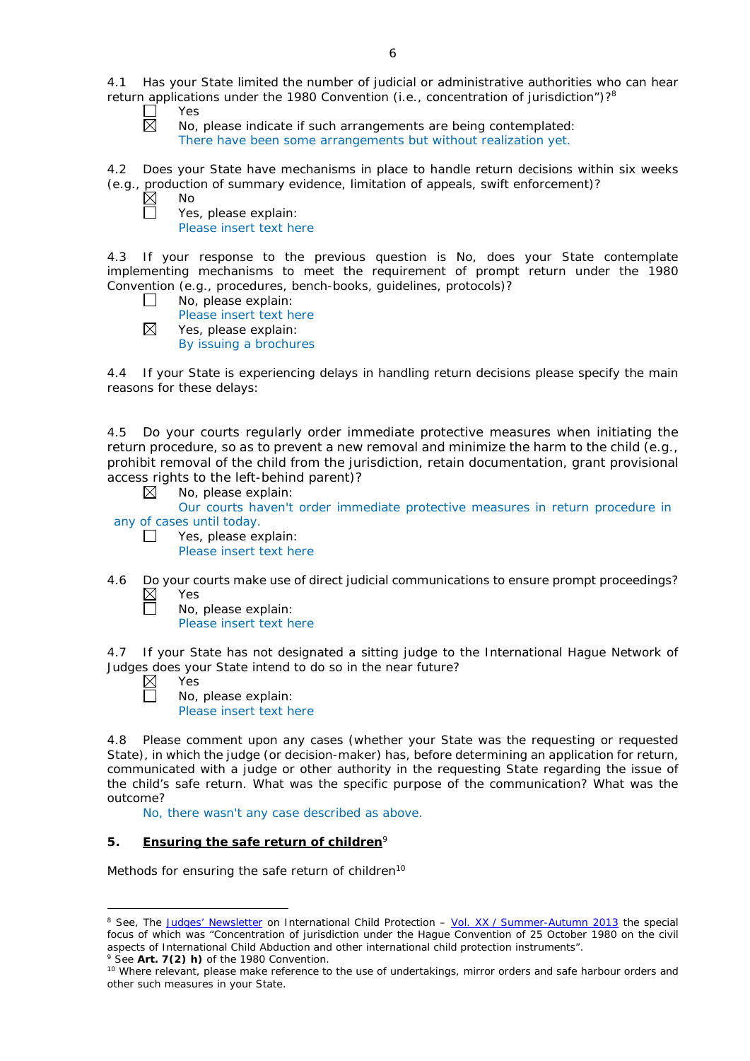4.1 Has your State limited the number of judicial or administrative authorities who can hear return applications under the 1980 Convention (i.e., concentration of jurisdiction")?[8]

☐ Yes

☒ No, please indicate if such arrangements are being contemplated:
There have been some arrangements but without realization yet.

4.2 Does your State have mechanisms in place to handle return decisions within six weeks (e.g., production of summary evidence, limitation of appeals, swift enforcement)?

☒ No

☐ Yes, please explain:
Please insert text here

4.3 If your response to the previous question is No, does your State contemplate implementing mechanisms to meet the requirement of prompt return under the 1980 Convention (e.g., procedures, bench-books, guidelines, protocols)?

☐ No, please explain:
Please insert text here

☒ Yes, please explain:
By issuing a brochures

4.4 If your State is experiencing delays in handling return decisions please specify the main reasons for these delays:

4.5 Do your courts regularly order immediate protective measures when initiating the return procedure, so as to prevent a new removal and minimize the harm to the child (e.g., prohibit removal of the child from the jurisdiction, retain documentation, grant provisional access rights to the left-behind parent)?

☒ No, please explain:
Our courts haven't order immediate protective measures in return procedure in any of cases until today.

☐ Yes, please explain:
Please insert text here

4.6 Do your courts make use of direct judicial communications to ensure prompt proceedings?

☒ Yes

☐ No, please explain:
Please insert text here

4.7 If your State has not designated a sitting judge to the International Hague Network of Judges does your State intend to do so in the near future?

☒ Yes

☐ No, please explain:
Please insert text here

4.8 Please comment upon any cases (whether your State was the requesting or requested State), in which the judge (or decision-maker) has, before determining an application for return, communicated with a judge or other authority in the requesting State regarding the issue of the child's safe return. What was the specific purpose of the communication? What was the outcome?

No, there wasn't any case described as above.

## 5. Ensuring the safe return of children[9]

Methods for ensuring the safe return of children[10]

---

[8] See, The Judges' Newsletter on International Child Protection – Vol. XX / Summer-Autumn 2013 the special focus of which was "Concentration of jurisdiction under the Hague Convention of 25 October 1980 on the civil aspects of International Child Abduction and other international child protection instruments".

[9] See **Art. 7(2) h)** of the 1980 Convention.

[10] Where relevant, please make reference to the use of undertakings, mirror orders and safe harbour orders and other such measures in your State.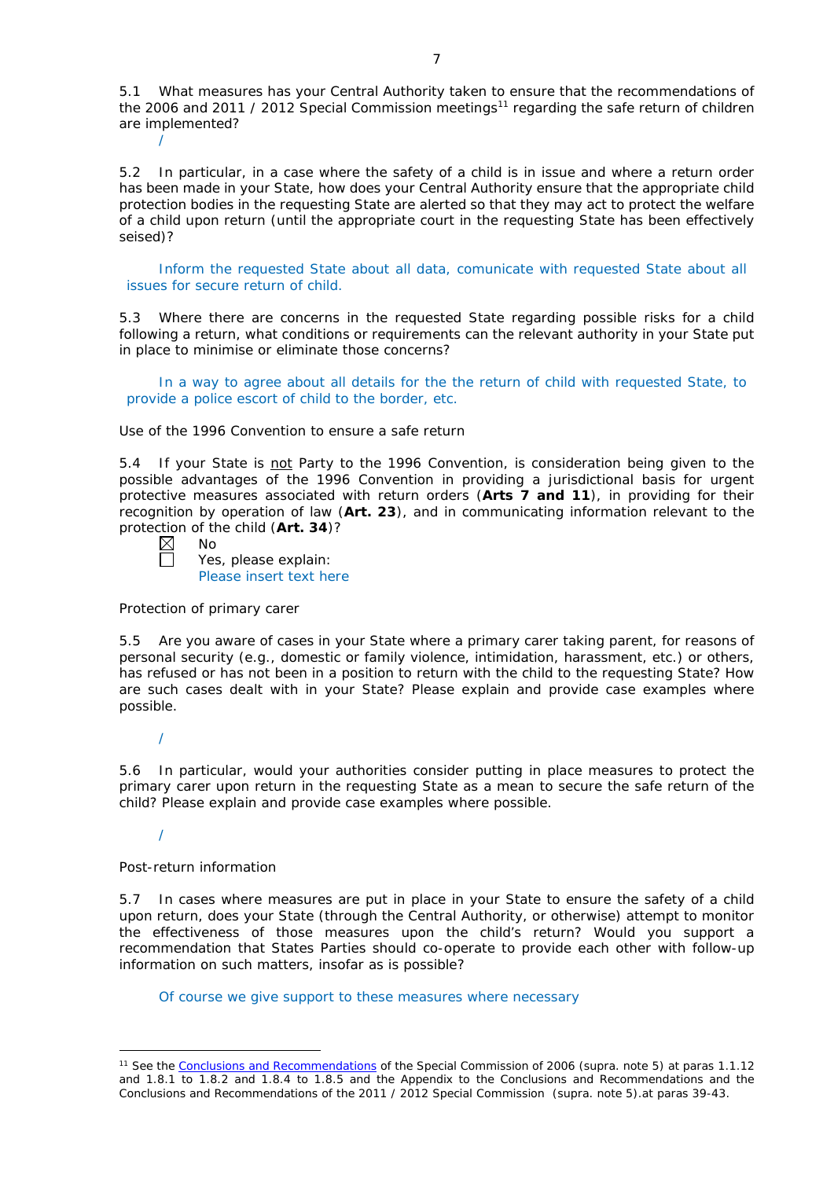5.1 What measures has your Central Authority taken to ensure that the recommendations of the 2006 and 2011 / 2012 Special Commission meetings[11] regarding the safe return of children are implemented?

/

5.2 In particular, in a case where the safety of a child is in issue and where a return order has been made in your State, how does your Central Authority ensure that the appropriate child protection bodies in the requesting State are alerted so that they may act to protect the welfare of a child upon return (until the appropriate court in the requesting State has been effectively seised)?

Inform the requested State about all data, comunicate with requested State about all issues for secure return of child.

5.3 Where there are concerns in the requested State regarding possible risks for a child following a return, what conditions or requirements can the relevant authority in your State put in place to minimise or eliminate those concerns?

In a way to agree about all details for the the return of child with requested State, to provide a police escort of child to the border, etc.

Use of the 1996 Convention to ensure a safe return

5.4 If your State is not Party to the 1996 Convention, is consideration being given to the possible advantages of the 1996 Convention in providing a jurisdictional basis for urgent protective measures associated with return orders (**Arts 7 and 11**), in providing for their recognition by operation of law (**Art. 23**), and in communicating information relevant to the protection of the child (**Art. 34**)?

☒ No
☐ Yes, please explain:
Please insert text here

Protection of primary carer

5.5 Are you aware of cases in your State where a primary carer taking parent, for reasons of personal security (e.g., domestic or family violence, intimidation, harassment, etc.) or others, has refused or has not been in a position to return with the child to the requesting State? How are such cases dealt with in your State? Please explain and provide case examples where possible.

/

5.6 In particular, would your authorities consider putting in place measures to protect the primary carer upon return in the requesting State as a mean to secure the safe return of the child? Please explain and provide case examples where possible.

/

Post-return information

5.7 In cases where measures are put in place in your State to ensure the safety of a child upon return, does your State (through the Central Authority, or otherwise) attempt to monitor the effectiveness of those measures upon the child's return? Would you support a recommendation that States Parties should co-operate to provide each other with follow-up information on such matters, insofar as is possible?

Of course we give support to these measures where necessary

---

[11] See the Conclusions and Recommendations of the Special Commission of 2006 (supra. note 5) at paras 1.1.12 and 1.8.1 to 1.8.2 and 1.8.4 to 1.8.5 and the Appendix to the Conclusions and Recommendations and the Conclusions and Recommendations of the 2011 / 2012 Special Commission (supra. note 5).at paras 39-43.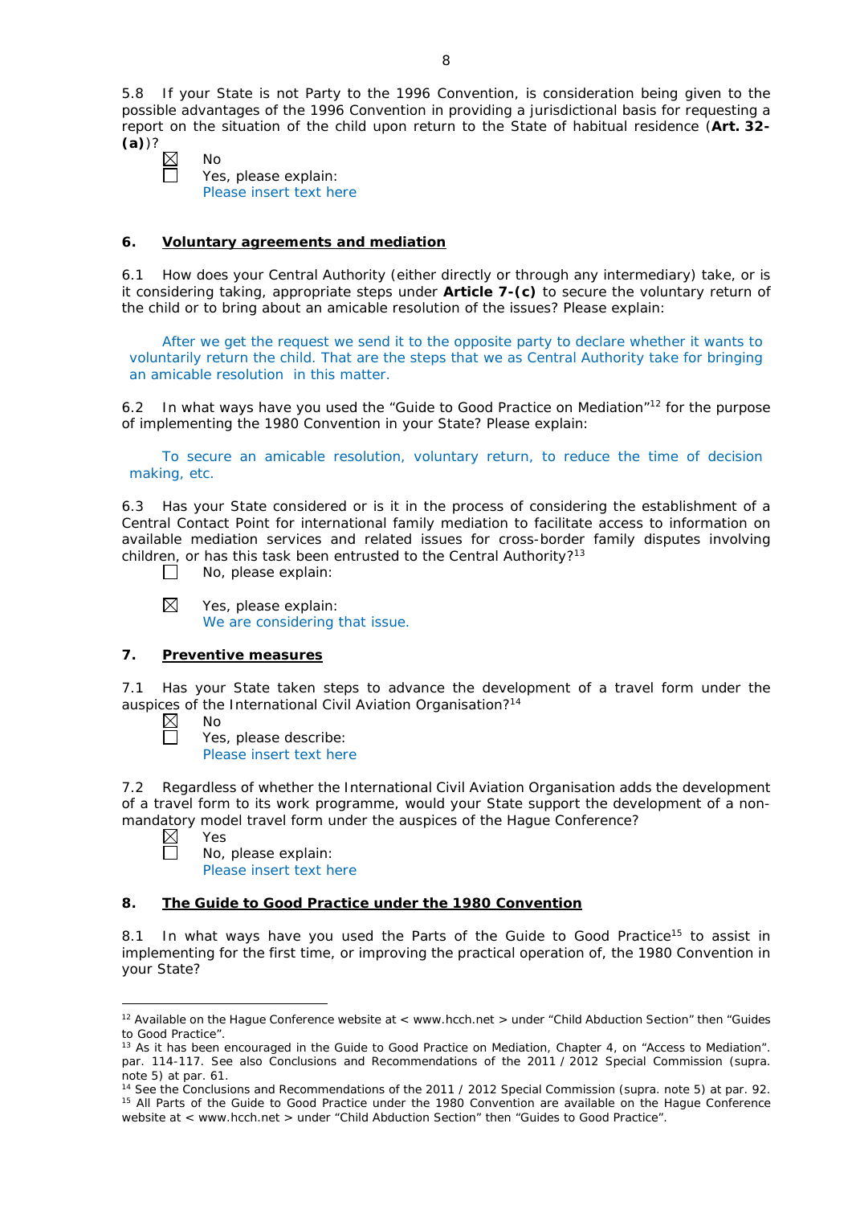5.8 If your State is not Party to the 1996 Convention, is consideration being given to the possible advantages of the 1996 Convention in providing a jurisdictional basis for requesting a report on the situation of the child upon return to the State of habitual residence (**Art. 32-(a)**)?

☒ No
☐ Yes, please explain:
Please insert text here

## 6. Voluntary agreements and mediation

6.1 How does your Central Authority (either directly or through any intermediary) take, or is it considering taking, appropriate steps under **Article 7-(c)** to secure the voluntary return of the child or to bring about an amicable resolution of the issues? Please explain:

After we get the request we send it to the opposite party to declare whether it wants to voluntarily return the child. That are the steps that we as Central Authority take for bringing an amicable resolution in this matter.

6.2 In what ways have you used the "Guide to Good Practice on Mediation"[12] for the purpose of implementing the 1980 Convention in your State? Please explain:

To secure an amicable resolution, voluntary return, to reduce the time of decision making, etc.

6.3 Has your State considered or is it in the process of considering the establishment of a Central Contact Point for international family mediation to facilitate access to information on available mediation services and related issues for cross-border family disputes involving children, or has this task been entrusted to the Central Authority?[13]

☐ No, please explain:

☒ Yes, please explain:
We are considering that issue.

## 7. Preventive measures

7.1 Has your State taken steps to advance the development of a travel form under the auspices of the International Civil Aviation Organisation?[14]

☒ No
☐ Yes, please describe:
Please insert text here

7.2 Regardless of whether the International Civil Aviation Organisation adds the development of a travel form to its work programme, would your State support the development of a non-mandatory model travel form under the auspices of the Hague Conference?

☒ Yes
☐ No, please explain:
Please insert text here

## 8. The Guide to Good Practice under the 1980 Convention

8.1 In what ways have you used the Parts of the Guide to Good Practice[15] to assist in implementing for the first time, or improving the practical operation of, the 1980 Convention in your State?

---

[12] Available on the Hague Conference website at < www.hcch.net > under "Child Abduction Section" then "Guides to Good Practice".

[13] As it has been encouraged in the Guide to Good Practice on Mediation, Chapter 4, on "Access to Mediation". par. 114-117. See also Conclusions and Recommendations of the 2011 / 2012 Special Commission (supra. note 5) at par. 61.

[14] See the Conclusions and Recommendations of the 2011 / 2012 Special Commission (supra. note 5) at par. 92.

[15] All Parts of the Guide to Good Practice under the 1980 Convention are available on the Hague Conference website at < www.hcch.net > under "Child Abduction Section" then "Guides to Good Practice".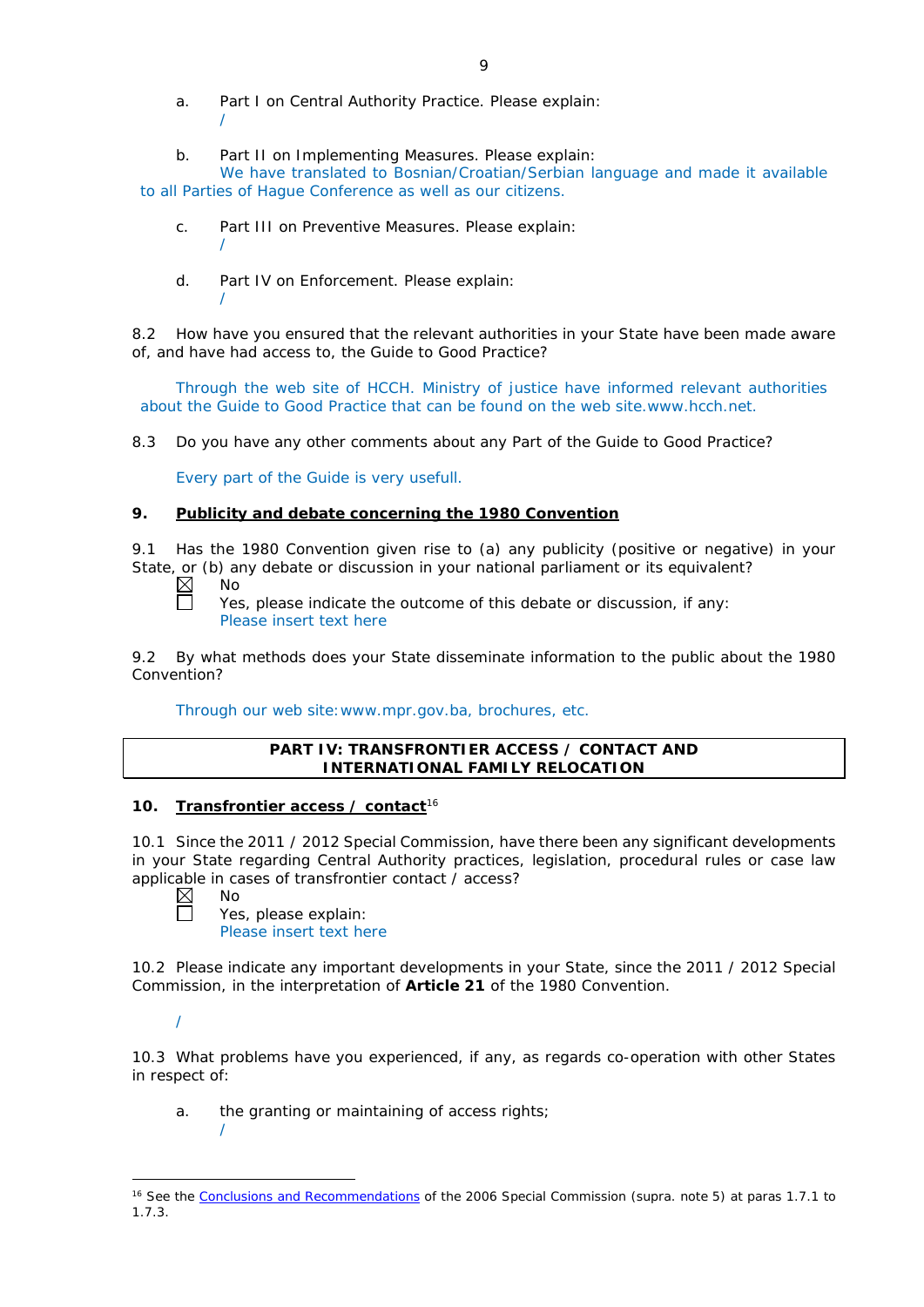a. Part I on Central Authority Practice. Please explain:
/

b. Part II on Implementing Measures. Please explain:
We have translated to Bosnian/Croatian/Serbian language and made it available to all Parties of Hague Conference as well as our citizens.

c. Part III on Preventive Measures. Please explain:
/

d. Part IV on Enforcement. Please explain:
/

8.2 How have you ensured that the relevant authorities in your State have been made aware of, and have had access to, the Guide to Good Practice?

Through the web site of HCCH. Ministry of justice have informed relevant authorities about the Guide to Good Practice that can be found on the web site.www.hcch.net.

8.3 Do you have any other comments about any Part of the Guide to Good Practice?

Every part of the Guide is very usefull.

## 9. Publicity and debate concerning the 1980 Convention

9.1 Has the 1980 Convention given rise to (a) any publicity (positive or negative) in your State, or (b) any debate or discussion in your national parliament or its equivalent?

☒ No
☐ Yes, please indicate the outcome of this debate or discussion, if any:
Please insert text here

9.2 By what methods does your State disseminate information to the public about the 1980 Convention?

Through our web site: www.mpr.gov.ba, brochures, etc.

## PART IV: TRANSFRONTIER ACCESS / CONTACT AND INTERNATIONAL FAMILY RELOCATION

## 10. Transfrontier access / contact[16]

10.1 Since the 2011 / 2012 Special Commission, have there been any significant developments in your State regarding Central Authority practices, legislation, procedural rules or case law applicable in cases of transfrontier contact / access?

☒ No
☐ Yes, please explain:
Please insert text here

10.2 Please indicate any important developments in your State, since the 2011 / 2012 Special Commission, in the interpretation of **Article 21** of the 1980 Convention.

/

10.3 What problems have you experienced, if any, as regards co-operation with other States in respect of:

a. the granting or maintaining of access rights;
/

[16] See the Conclusions and Recommendations of the 2006 Special Commission (supra. note 5) at paras 1.7.1 to 1.7.3.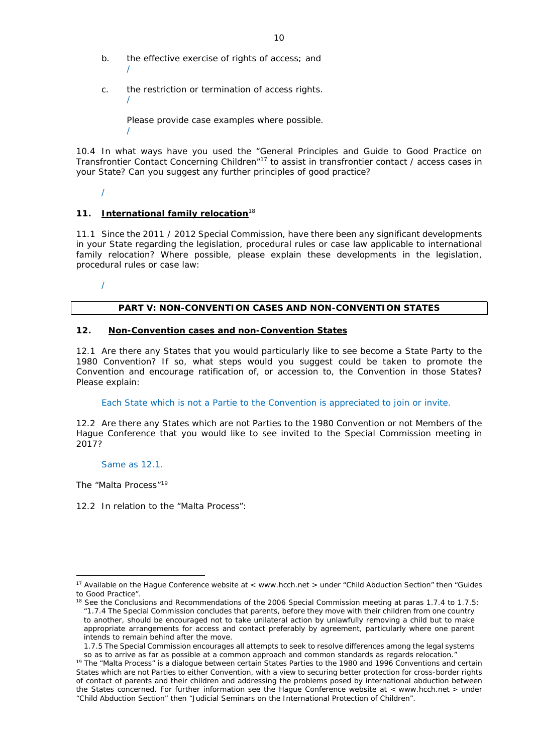b. the effective exercise of rights of access; and

/

c. the restriction or termination of access rights.

/

Please provide case examples where possible.

/

10.4 In what ways have you used the "General Principles and Guide to Good Practice on Transfrontier Contact Concerning Children"[17] to assist in transfrontier contact / access cases in your State? Can you suggest any further principles of good practice?

/

## 11. International family relocation[18]

11.1 Since the 2011 / 2012 Special Commission, have there been any significant developments in your State regarding the legislation, procedural rules or case law applicable to international family relocation? Where possible, please explain these developments in the legislation, procedural rules or case law:

/

## PART V: NON-CONVENTION CASES AND NON-CONVENTION STATES

## 12. Non-Convention cases and non-Convention States

12.1 Are there any States that you would particularly like to see become a State Party to the 1980 Convention? If so, what steps would you suggest could be taken to promote the Convention and encourage ratification of, or accession to, the Convention in those States? Please explain:

Each State which is not a Partie to the Convention is appreciated to join or invite.

12.2 Are there any States which are not Parties to the 1980 Convention or not Members of the Hague Conference that you would like to see invited to the Special Commission meeting in 2017?

Same as 12.1.

The "Malta Process"[19]

12.2 In relation to the "Malta Process":

---

[17] Available on the Hague Conference website at < www.hcch.net > under "Child Abduction Section" then "Guides to Good Practice".

[18] See the Conclusions and Recommendations of the 2006 Special Commission meeting at paras 1.7.4 to 1.7.5: "1.7.4 The Special Commission concludes that parents, before they move with their children from one country to another, should be encouraged not to take unilateral action by unlawfully removing a child but to make appropriate arrangements for access and contact preferably by agreement, particularly where one parent intends to remain behind after the move.
1.7.5 The Special Commission encourages all attempts to seek to resolve differences among the legal systems so as to arrive as far as possible at a common approach and common standards as regards relocation."

[19] The "Malta Process" is a dialogue between certain States Parties to the 1980 and 1996 Conventions and certain States which are not Parties to either Convention, with a view to securing better protection for cross-border rights of contact of parents and their children and addressing the problems posed by international abduction between the States concerned. For further information see the Hague Conference website at < www.hcch.net > under "Child Abduction Section" then "Judicial Seminars on the International Protection of Children".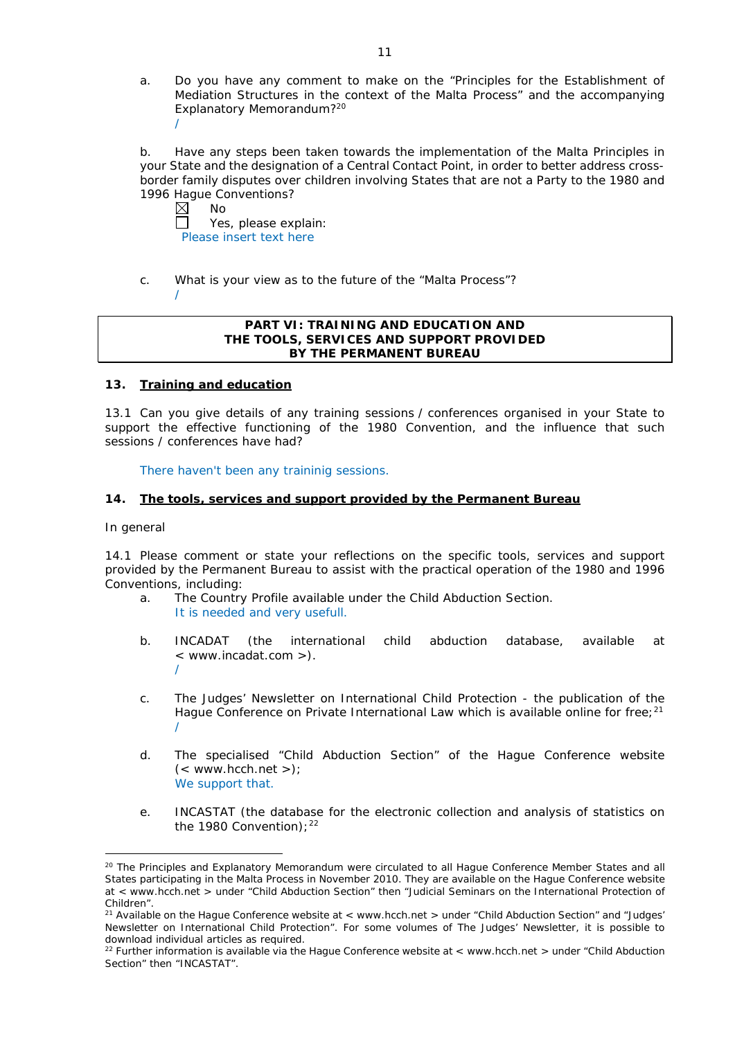a. Do you have any comment to make on the "Principles for the Establishment of Mediation Structures in the context of the Malta Process" and the accompanying Explanatory Memorandum?[20]

/

b. Have any steps been taken towards the implementation of the Malta Principles in your State and the designation of a Central Contact Point, in order to better address cross-border family disputes over children involving States that are not a Party to the 1980 and 1996 Hague Conventions?

☒ No

☐ Yes, please explain:

Please insert text here

c. What is your view as to the future of the "Malta Process"?

/

**PART VI: TRAINING AND EDUCATION AND THE TOOLS, SERVICES AND SUPPORT PROVIDED BY THE PERMANENT BUREAU**

## 13. Training and education

13.1 Can you give details of any training sessions / conferences organised in your State to support the effective functioning of the 1980 Convention, and the influence that such sessions / conferences have had?

There haven't been any traininig sessions.

## 14. The tools, services and support provided by the Permanent Bureau

In general

14.1 Please comment or state your reflections on the specific tools, services and support provided by the Permanent Bureau to assist with the practical operation of the 1980 and 1996 Conventions, including:

a. The Country Profile available under the Child Abduction Section.

It is needed and very usefull.

b. INCADAT (the international child abduction database, available at < www.incadat.com >).

/

c. The Judges' Newsletter on International Child Protection - the publication of the Hague Conference on Private International Law which is available online for free;[21]

/

d. The specialised "Child Abduction Section" of the Hague Conference website (< www.hcch.net >);

We support that.

e. INCASTAT (the database for the electronic collection and analysis of statistics on the 1980 Convention);[22]

---

[20] The Principles and Explanatory Memorandum were circulated to all Hague Conference Member States and all States participating in the Malta Process in November 2010. They are available on the Hague Conference website at < www.hcch.net > under "Child Abduction Section" then "Judicial Seminars on the International Protection of Children".

[21] Available on the Hague Conference website at < www.hcch.net > under "Child Abduction Section" and "Judges' Newsletter on International Child Protection". For some volumes of The Judges' Newsletter, it is possible to download individual articles as required.

[22] Further information is available via the Hague Conference website at < www.hcch.net > under "Child Abduction Section" then "INCASTAT".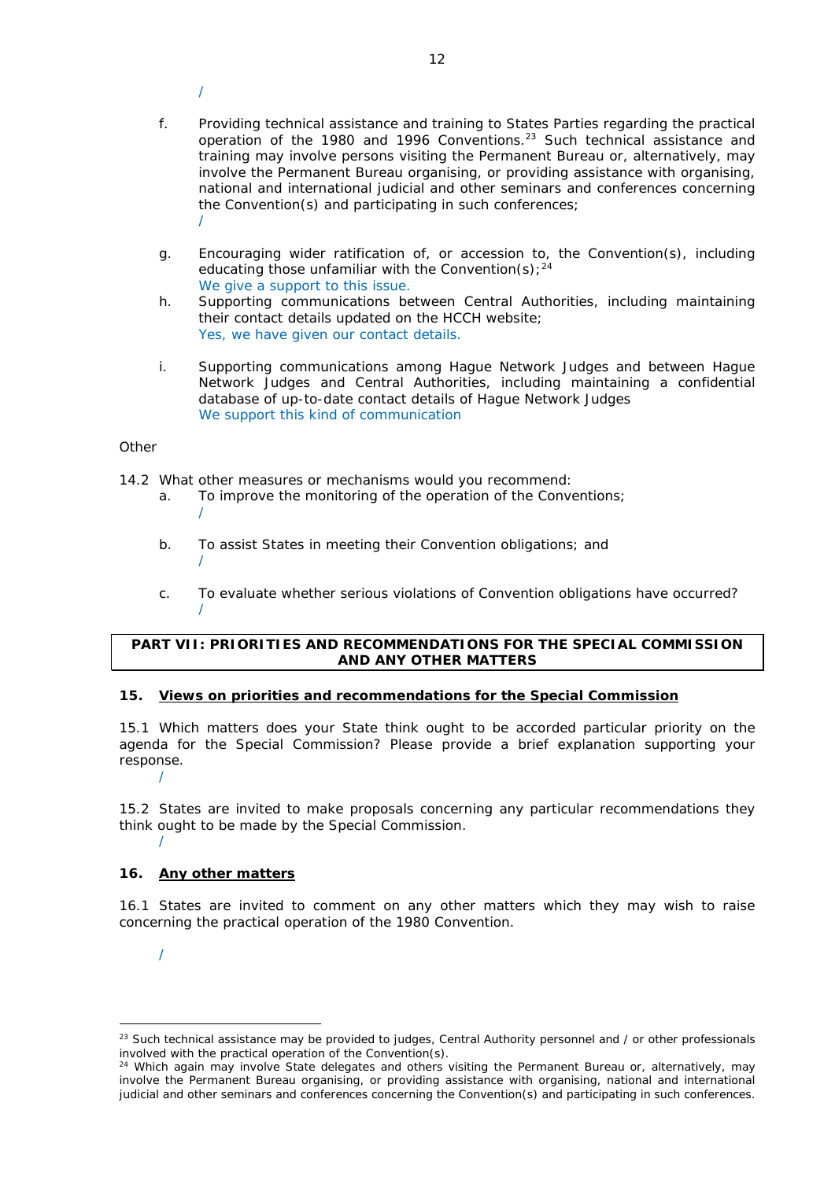/

f. Providing technical assistance and training to States Parties regarding the practical operation of the 1980 and 1996 Conventions.[23] Such technical assistance and training may involve persons visiting the Permanent Bureau or, alternatively, may involve the Permanent Bureau organising, or providing assistance with organising, national and international judicial and other seminars and conferences concerning the Convention(s) and participating in such conferences;
/

g. Encouraging wider ratification of, or accession to, the Convention(s), including educating those unfamiliar with the Convention(s);[24]
We give a support to this issue.

h. Supporting communications between Central Authorities, including maintaining their contact details updated on the HCCH website;
Yes, we have given our contact details.

i. Supporting communications among Hague Network Judges and between Hague Network Judges and Central Authorities, including maintaining a confidential database of up-to-date contact details of Hague Network Judges
We support this kind of communication

Other

14.2 What other measures or mechanisms would you recommend:

a. To improve the monitoring of the operation of the Conventions;
/

b. To assist States in meeting their Convention obligations; and
/

c. To evaluate whether serious violations of Convention obligations have occurred?
/

## PART VII: PRIORITIES AND RECOMMENDATIONS FOR THE SPECIAL COMMISSION AND ANY OTHER MATTERS

### 15. Views on priorities and recommendations for the Special Commission

15.1 Which matters does your State think ought to be accorded particular priority on the agenda for the Special Commission? Please provide a brief explanation supporting your response.

/

15.2 States are invited to make proposals concerning any particular recommendations they think ought to be made by the Special Commission.

/

### 16. Any other matters

16.1 States are invited to comment on any other matters which they may wish to raise concerning the practical operation of the 1980 Convention.

/

---

[23] Such technical assistance may be provided to judges, Central Authority personnel and / or other professionals involved with the practical operation of the Convention(s).

[24] Which again may involve State delegates and others visiting the Permanent Bureau or, alternatively, may involve the Permanent Bureau organising, or providing assistance with organising, national and international judicial and other seminars and conferences concerning the Convention(s) and participating in such conferences.